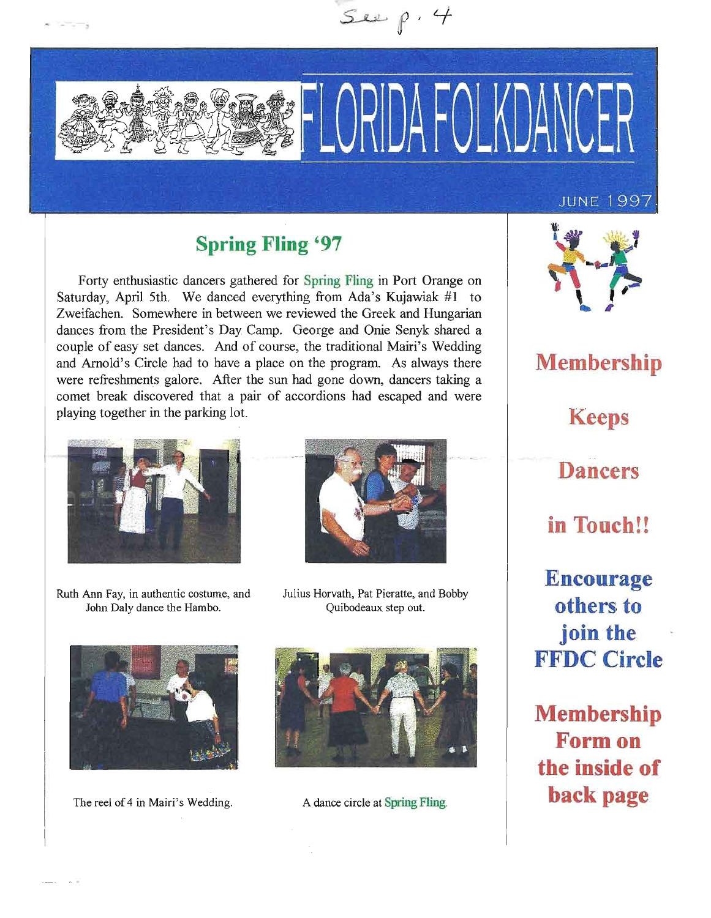See p. 4

# FLORIDA FOLKDANCER

JUNE 1997

## Spring Fling '97

Forty enthusiastic dancers gathered for Spring Fling in Port Orange on Saturday, April 5th. We danced everything from Ada's Kujawiak #1 to Zweifachen. Somewhere in between we reviewed the Greek and Hungarian dances from the President's Day Camp. George and Onie Senyk shared a couple of easy set dances. And of course, the traditional Mairi's Wedding and Arnold's Circle had to have a place on the program. As always there were refreshments galore. After the sun had gone down, dancers taking a comet break discovered that a pair of accordions had escaped and were playing together in the parking lot.

Ruth Ann Fay, in authentic costume, and John Daly dance the Hambo.

Julius Horvath, Pat Pieratte, and Bobby Quibodeaux step out.

The reel of 4 in Mairi's Wedding.

A dance circle at Spring Fling.

**Membership Keeps Dancers in Touch!!**

**Encourage others to join the FFDC Circle**

**Membership Form on the inside of back page**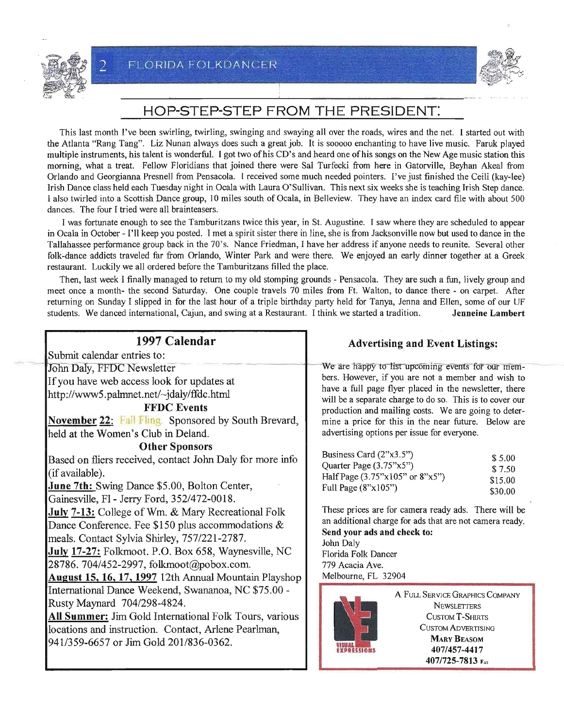## HOP-STEP-STEP FROM THE PRESIDENT:

This last month I've been swirling, twirling, swinging and swaying all over the roads, wires and the net. I started out with the Atlanta "Rang Tang". Liz Nunan always does such a great job. It is sooooo enchanting to have live music. Faruk played multiple instruments, his talent is wonderful. I got two of his CD's and heard one of his songs on the New Age music station this morning, what a treat. Fellow Floridians that joined there were Sal Turfecki from here in Gatorville, Beyhan Akeal from Orlando and Georgianna Presnell from Pensacola. I received some much needed pointers. I've just finished the Ceili (kay-lee) Irish Dance class held each Tuesday night in Ocala with Laura O'Sullivan. This next six weeks she is teaching Irish Step dance. I also twirled into a Scottish Dance group, 10 miles south of Ocala, in Belleview. They have an index card file with about 500 dances. The four I tried were all brainteasers.

I was fortunate enough to see the Tamburitzans twice this year, in St. Augustine. I saw where they are scheduled to appear in Ocala in October - I'll keep you posted. I met a spirit sister there in line, she is from Jacksonville now but used to dance in the Tallahassee performance group back in the 70's. Nance Friedman, I have her address if anyone needs to reunite. Several other folk-dance addicts traveled far from Orlando, Winter Park and were there. We enjoyed an early dinner together at a Greek restaurant. Luckily we all ordered before the Tamburitzans filled the place.

Then, last week I finally managed to return to my old stomping grounds - Pensacola. They are such a fun, lively group and meet once a month- the second Saturday. One couple travels 70 miles from Ft. Walton, to dance there - on carpet. After returning on Sunday I slipped in for the last hour of a triple birthday party held for Tanya, Jenna and Ellen, some of our UF students. We danced international, Cajun, and swing at a Restaurant. I think we started a tradition. **Jenneine Lambert**

### 1997 Calendar

Submit calendar entries to:
John Daly, FFDC Newsletter
If you have web access look for updates at
http://www5.palmnet.net/~jdaly/ffdc.html

**FFDC Events**

**November 22:** Fall Fling. Sponsored by South Brevard, held at the Women's Club in Deland.

**Other Sponsors**

Based on fliers received, contact John Daly for more info (if available).

**June 7th:** Swing Dance $5.00, Bolton Center, Gainesville, Fl - Jerry Ford, 352/472-0018.

**July 7-13:** College of Wm. & Mary Recreational Folk Dance Conference. Fee $150 plus accommodations & meals. Contact Sylvia Shirley, 757/221-2787.

**July 17-27:** Folkmoot. P.O. Box 658, Waynesville, NC 28786. 704/452-2997, folkmoot@pobox.com.

**August 15, 16, 17, 1997** 12th Annual Mountain Playshop International Dance Weekend, Swananoa, NC $75.00 - Rusty Maynard 704/298-4824.

**All Summer:** Jim Gold International Folk Tours, various locations and instruction. Contact, Arlene Pearlman, 941/359-6657 or Jim Gold 201/836-0362.

### Advertising and Event Listings:

We are happy to list upcoming events for our members. However, if you are not a member and wish to have a full page flyer placed in the newsletter, there will be a separate charge to do so. This is to cover our production and mailing costs. We are going to determine a price for this in the near future. Below are advertising options per issue for everyone.

| | |
|---|---|
| Business Card (2"x3.5") | $ 5.00 |
| Quarter Page (3.75"x5") | $ 7.50 |
| Half Page (3.75"x105" or 8"x5") | $15.00 |
| Full Page (8"x105") | $30.00 |

These prices are for camera ready ads. There will be an additional charge for ads that are not camera ready.

**Send your ads and check to:**
John Daly
Florida Folk Dancer
779 Acacia Ave.
Melbourne, FL 32904

Visual Expressions
A Full Service Graphics Company
Newsletters
Custom T-Shirts
Custom Advertising
**Mary Beasom**
**407/457-4417**
**407/725-7813 Fax**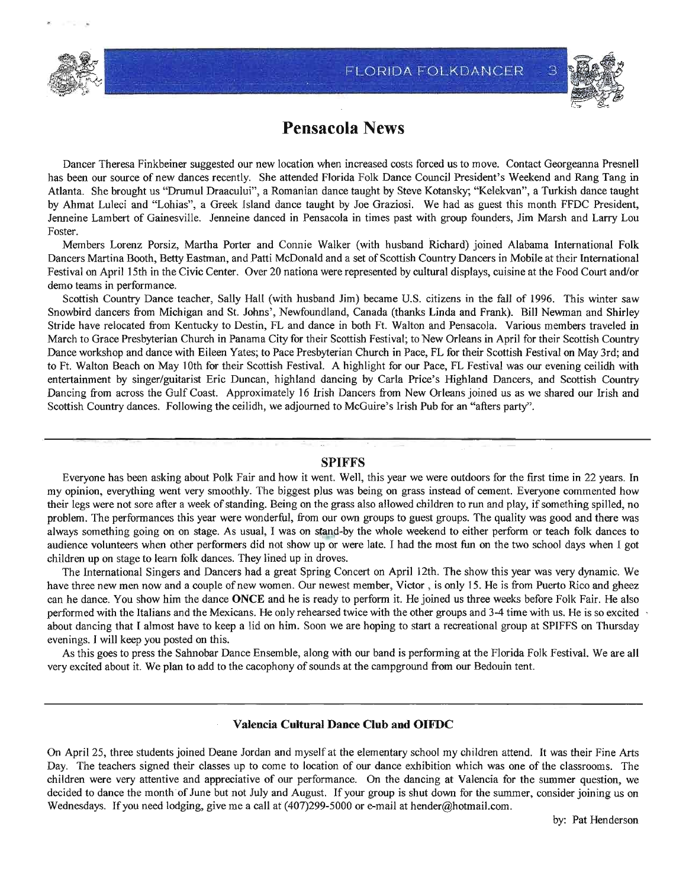# Pensacola News

Dancer Theresa Finkbeiner suggested our new location when increased costs forced us to move. Contact Georgeanna Presnell has been our source of new dances recently. She attended Florida Folk Dance Council President's Weekend and Rang Tang in Atlanta. She brought us "Drumul Draacului", a Romanian dance taught by Steve Kotansky; "Kelekvan", a Turkish dance taught by Ahmat Luleci and "Lohias", a Greek Island dance taught by Joe Graziosi. We had as guest this month FFDC President, Jenneine Lambert of Gainesville. Jenneine danced in Pensacola in times past with group founders, Jim Marsh and Larry Lou Foster.

Members Lorenz Porsiz, Martha Porter and Connie Walker (with husband Richard) joined Alabama International Folk Dancers Martina Booth, Betty Eastman, and Patti McDonald and a set of Scottish Country Dancers in Mobile at their International Festival on April 15th in the Civic Center. Over 20 nationa were represented by cultural displays, cuisine at the Food Court and/or demo teams in performance.

Scottish Country Dance teacher, Sally Hall (with husband Jim) became U.S. citizens in the fall of 1996. This winter saw Snowbird dancers from Michigan and St. Johns', Newfoundland, Canada (thanks Linda and Frank). Bill Newman and Shirley Stride have relocated from Kentucky to Destin, FL and dance in both Ft. Walton and Pensacola. Various members traveled in March to Grace Presbyterian Church in Panama City for their Scottish Festival; to New Orleans in April for their Scottish Country Dance workshop and dance with Eileen Yates; to Pace Presbyterian Church in Pace, FL for their Scottish Festival on May 3rd; and to Ft. Walton Beach on May 10th for their Scottish Festival. A highlight for our Pace, FL Festival was our evening ceilidh with entertainment by singer/guitarist Eric Duncan, highland dancing by Carla Price's Highland Dancers, and Scottish Country Dancing from across the Gulf Coast. Approximately 16 Irish Dancers from New Orleans joined us as we shared our Irish and Scottish Country dances. Following the ceilidh, we adjourned to McGuire's Irish Pub for an "afters party".

---

## SPIFFS

Everyone has been asking about Polk Fair and how it went. Well, this year we were outdoors for the first time in 22 years. In my opinion, everything went very smoothly. The biggest plus was being on grass instead of cement. Everyone commented how their legs were not sore after a week of standing. Being on the grass also allowed children to run and play, if something spilled, no problem. The performances this year were wonderful, from our own groups to guest groups. The quality was good and there was always something going on on stage. As usual, I was on stand-by the whole weekend to either perform or teach folk dances to audience volunteers when other performers did not show up or were late. I had the most fun on the two school days when I got children up on stage to learn folk dances. They lined up in droves.

The International Singers and Dancers had a great Spring Concert on April 12th. The show this year was very dynamic. We have three new men now and a couple of new women. Our newest member, Victor , is only 15. He is from Puerto Rico and gheez can he dance. You show him the dance **ONCE** and he is ready to perform it. He joined us three weeks before Folk Fair. He also performed with the Italians and the Mexicans. He only rehearsed twice with the other groups and 3-4 time with us. He is so excited about dancing that I almost have to keep a lid on him. Soon we are hoping to start a recreational group at SPIFFS on Thursday evenings. I will keep you posted on this.

As this goes to press the Sahnobar Dance Ensemble, along with our band is performing at the Florida Folk Festival. We are all very excited about it. We plan to add to the cacophony of sounds at the campground from our Bedouin tent.

---

### Valencia Cultural Dance Club and OIFDC

On April 25, three students joined Deane Jordan and myself at the elementary school my children attend. It was their Fine Arts Day. The teachers signed their classes up to come to location of our dance exhibition which was one of the classrooms. The children were very attentive and appreciative of our performance. On the dancing at Valencia for the summer question, we decided to dance the month of June but not July and August. If your group is shut down for the summer, consider joining us on Wednesdays. If you need lodging, give me a call at (407)299-5000 or e-mail at hender@hotmail.com.

by: Pat Henderson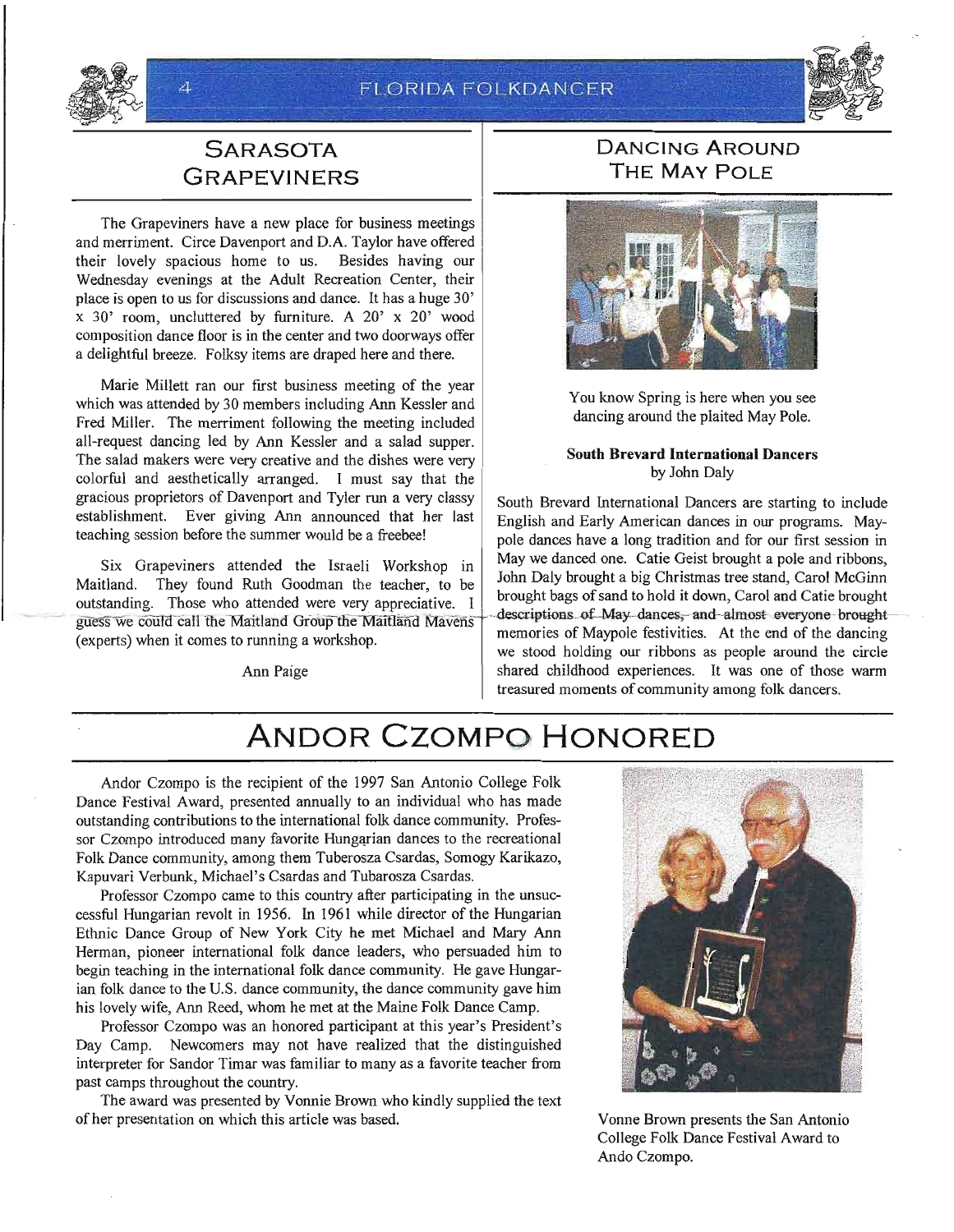## Sarasota Grapeviners

The Grapeviners have a new place for business meetings and merriment. Circe Davenport and D.A. Taylor have offered their lovely spacious home to us. Besides having our Wednesday evenings at the Adult Recreation Center, their place is open to us for discussions and dance. It has a huge 30' x 30' room, uncluttered by furniture. A 20' x 20' wood composition dance floor is in the center and two doorways offer a delightful breeze. Folksy items are draped here and there.

Marie Millett ran our first business meeting of the year which was attended by 30 members including Ann Kessler and Fred Miller. The merriment following the meeting included all-request dancing led by Ann Kessler and a salad supper. The salad makers were very creative and the dishes were very colorful and aesthetically arranged. I must say that the gracious proprietors of Davenport and Tyler run a very classy establishment. Ever giving Ann announced that her last teaching session before the summer would be a freebee!

Six Grapeviners attended the Israeli Workshop in Maitland. They found Ruth Goodman the teacher, to be outstanding. Those who attended were very appreciative. I guess we could call the Maitland Group the Maitland Mavens (experts) when it comes to running a workshop.

Ann Paige

## Dancing Around The May Pole

You know Spring is here when you see dancing around the plaited May Pole.

**South Brevard International Dancers**
by John Daly

South Brevard International Dancers are starting to include English and Early American dances in our programs. Maypole dances have a long tradition and for our first session in May we danced one. Catie Geist brought a pole and ribbons, John Daly brought a big Christmas tree stand, Carol McGinn brought bags of sand to hold it down, Carol and Catie brought descriptions of May dances, and almost everyone brought memories of Maypole festivities. At the end of the dancing we stood holding our ribbons as people around the circle shared childhood experiences. It was one of those warm treasured moments of community among folk dancers.

# Andor Czompo Honored

Andor Czompo is the recipient of the 1997 San Antonio College Folk Dance Festival Award, presented annually to an individual who has made outstanding contributions to the international folk dance community. Professor Czompo introduced many favorite Hungarian dances to the recreational Folk Dance community, among them Tuberosza Csardas, Somogy Karikazo, Kapuvari Verbunk, Michael's Csardas and Tubarosza Csardas.

Professor Czompo came to this country after participating in the unsuccessful Hungarian revolt in 1956. In 1961 while director of the Hungarian Ethnic Dance Group of New York City he met Michael and Mary Ann Herman, pioneer international folk dance leaders, who persuaded him to begin teaching in the international folk dance community. He gave Hungarian folk dance to the U.S. dance community, the dance community gave him his lovely wife, Ann Reed, whom he met at the Maine Folk Dance Camp.

Professor Czompo was an honored participant at this year's President's Day Camp. Newcomers may not have realized that the distinguished interpreter for Sandor Timar was familiar to many as a favorite teacher from past camps throughout the country.

The award was presented by Vonnie Brown who kindly supplied the text of her presentation on which this article was based.

Vonne Brown presents the San Antonio College Folk Dance Festival Award to Ando Czompo.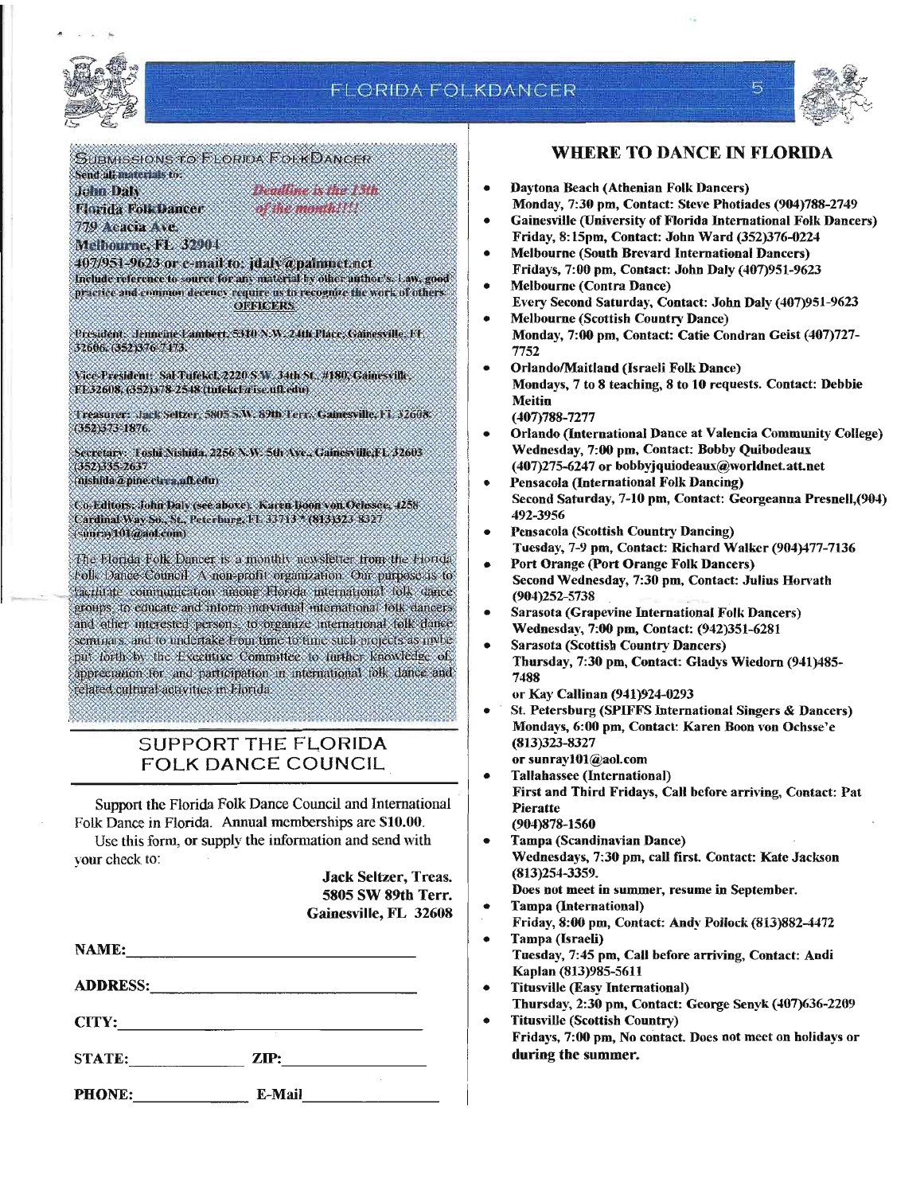## Submissions to Florida FolkDancer

Send all materials to:

John Daly
Florida FolkDancer
779 Acacia Ave.
Melbourne, FL 32904

*Deadline is the 15th of the month!!!*

407/951-9623 or e-mail to: jdaly@palmnet.net

Include reference to source for any material by other author's. Law, good practice and common decency require us to recognize the work of others.

**OFFICERS**

President: Jenneine Lambert, 5310 N.W. 24th Place, Gainesville, FL 32606. (352)376-7473.

Vice-President: Sal Tufekci, 2220 S.W. 34th St., #180, Gainesville, FL32608, (352)378-2548 (tufekci@ise.ufl.edu)

Treasurer: Jack Seltzer, 5805 S.W. 89th Terr., Gainesville, FL 32608. (352)373-1876.

Secretary: Toshi Nishida, 2256 N.W. 5th Ave., Gainesville,FL 32603 (352)335-2637 (nishida@pine.circa.ufl.edu)

Co-Editors: John Daly (see above); Karen Boon von Ochssee, 4258 Cardinal Way So., St. Petersburg, FL 33713 * (813)323-8327 (sunray101@aol.com)

The Florida Folk Dancer is a monthly newsletter from the Florida Folk Dance Council. A non-profit organization. Our purpose is to facilitate communication among Florida international folk dance groups, to educate and inform individual international folk dancers and other interested persons, to organize international folk dance seminars, and to undertake from time to time such projects as maybe put forth by the Executive Committee to further knowledge of, appreciation for and participation in international folk dance and related cultural activities in Florida.

## SUPPORT THE FLORIDA FOLK DANCE COUNCIL

Support the Florida Folk Dance Council and International Folk Dance in Florida. Annual memberships are $10.00.

Use this form, or supply the information and send with your check to:

**Jack Seltzer, Treas.**
**5805 SW 89th Terr.**
**Gainesville, FL 32608**

**NAME:** ______________________________

**ADDRESS:** ______________________________

**CITY:** ______________________________

**STATE:** ____________ **ZIP:** ______________

**PHONE:** ____________ **E-Mail** ______________

## WHERE TO DANCE IN FLORIDA

- **Daytona Beach (Athenian Folk Dancers)**
  **Monday, 7:30 pm, Contact: Steve Photiades (904)788-2749**
- **Gainesville (University of Florida International Folk Dancers)**
  **Friday, 8:15pm, Contact: John Ward (352)376-0224**
- **Melbourne (South Brevard International Dancers)**
  **Fridays, 7:00 pm, Contact: John Daly (407)951-9623**
- **Melbourne (Contra Dance)**
  **Every Second Saturday, Contact: John Daly (407)951-9623**
- **Melbourne (Scottish Country Dance)**
  **Monday, 7:00 pm, Contact: Catie Condran Geist (407)727-7752**
- **Orlando/Maitland (Israeli Folk Dance)**
  **Mondays, 7 to 8 teaching, 8 to 10 requests. Contact: Debbie Meitin**
  **(407)788-7277**
- **Orlando (International Dance at Valencia Community College)**
  **Wednesday, 7:00 pm, Contact: Bobby Quibodeaux**
  **(407)275-6247 or bobbyjquiodeaux@worldnet.att.net**
- **Pensacola (International Folk Dancing)**
  **Second Saturday, 7-10 pm, Contact: Georgeanna Presnell,(904) 492-3956**
- **Pensacola (Scottish Country Dancing)**
  **Tuesday, 7-9 pm, Contact: Richard Walker (904)477-7136**
- **Port Orange (Port Orange Folk Dancers)**
  **Second Wednesday, 7:30 pm, Contact: Julius Horvath (904)252-5738**
- **Sarasota (Grapevine International Folk Dancers)**
  **Wednesday, 7:00 pm, Contact: (942)351-6281**
- **Sarasota (Scottish Country Dancers)**
  **Thursday, 7:30 pm, Contact: Gladys Wiedorn (941)485-7488**
  **or Kay Callinan (941)924-0293**
- **St. Petersburg (SPIFFS International Singers & Dancers)**
  **Mondays, 6:00 pm, Contact: Karen Boon von Ochsse'e (813)323-8327**
  **or sunray101@aol.com**
- **Tallahassee (International)**
  **First and Third Fridays, Call before arriving, Contact: Pat Pieratte**
  **(904)878-1560**
- **Tampa (Scandinavian Dance)**
  **Wednesdays, 7:30 pm, call first. Contact: Kate Jackson (813)254-3359.**
  **Does not meet in summer, resume in September.**
- **Tampa (International)**
  **Friday, 8:00 pm, Contact: Andy Pollock (813)882-4472**
- **Tampa (Israeli)**
  **Tuesday, 7:45 pm, Call before arriving, Contact: Andi Kaplan (813)985-5611**
- **Titusville (Easy International)**
  **Thursday, 2:30 pm, Contact: George Senyk (407)636-2209**
- **Titusville (Scottish Country)**
  **Fridays, 7:00 pm, No contact. Does not meet on holidays or during the summer.**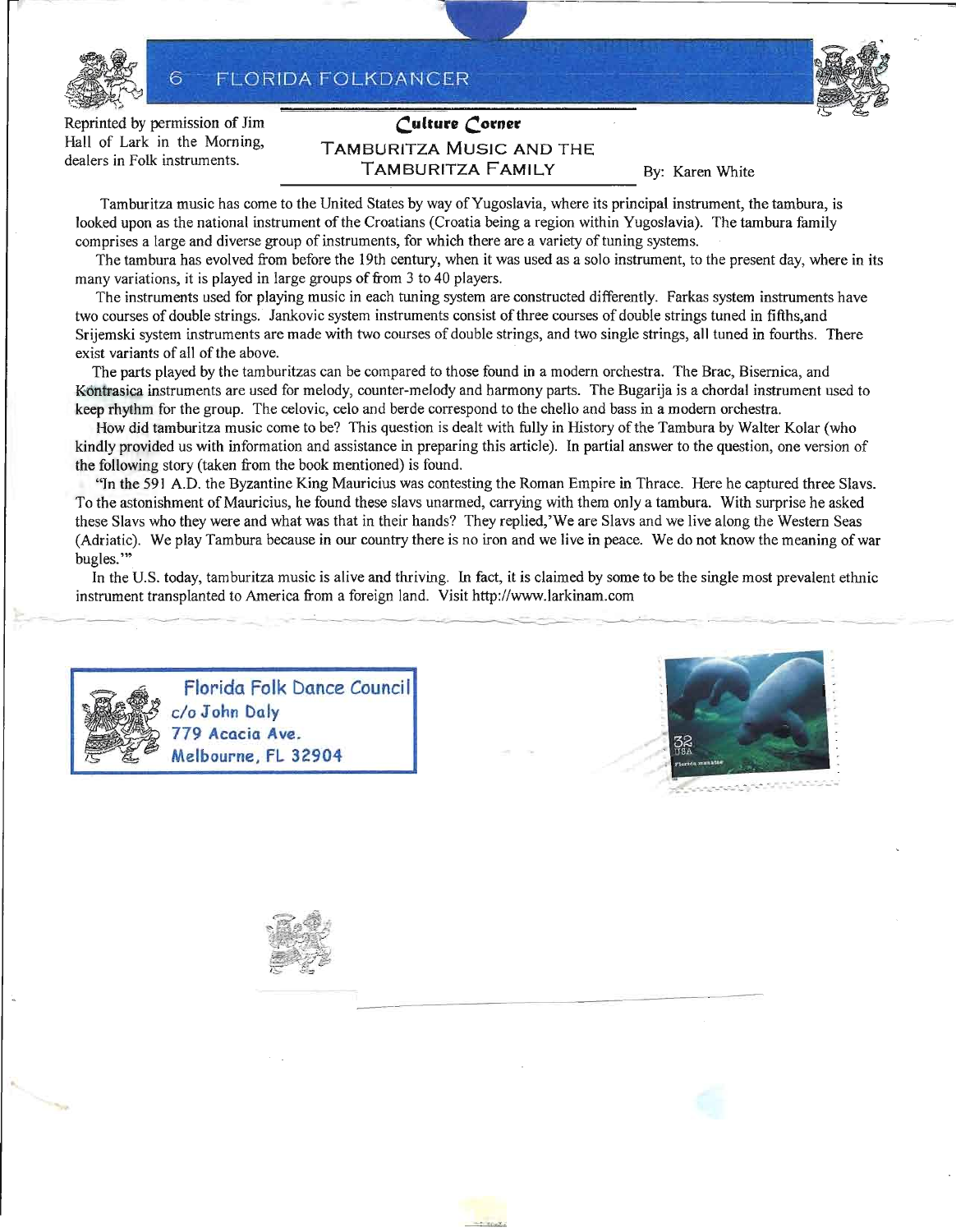Reprinted by permission of Jim Hall of Lark in the Morning, dealers in Folk instruments.

## Culture Corner

### Tamburitza Music and the Tamburitza Family

By: Karen White

Tamburitza music has come to the United States by way of Yugoslavia, where its principal instrument, the tambura, is looked upon as the national instrument of the Croatians (Croatia being a region within Yugoslavia). The tambura family comprises a large and diverse group of instruments, for which there are a variety of tuning systems.

The tambura has evolved from before the 19th century, when it was used as a solo instrument, to the present day, where in its many variations, it is played in large groups of from 3 to 40 players.

The instruments used for playing music in each tuning system are constructed differently. Farkas system instruments have two courses of double strings. Jankovic system instruments consist of three courses of double strings tuned in fifths,and Srijemski system instruments are made with two courses of double strings, and two single strings, all tuned in fourths. There exist variants of all of the above.

The parts played by the tamburitzas can be compared to those found in a modern orchestra. The Brac, Bisernica, and Kontrasica instruments are used for melody, counter-melody and harmony parts. The Bugarija is a chordal instrument used to keep rhythm for the group. The celovic, celo and berde correspond to the chello and bass in a modern orchestra.

How did tamburitza music come to be? This question is dealt with fully in History of the Tambura by Walter Kolar (who kindly provided us with information and assistance in preparing this article). In partial answer to the question, one version of the following story (taken from the book mentioned) is found.

"In the 591 A.D. the Byzantine King Mauricius was contesting the Roman Empire in Thrace. Here he captured three Slavs. To the astonishment of Mauricius, he found these slavs unarmed, carrying with them only a tambura. With surprise he asked these Slavs who they were and what was that in their hands? They replied,'We are Slavs and we live along the Western Seas (Adriatic). We play Tambura because in our country there is no iron and we live in peace. We do not know the meaning of war bugles.'"

In the U.S. today, tamburitza music is alive and thriving. In fact, it is claimed by some to be the single most prevalent ethnic instrument transplanted to America from a foreign land. Visit http://www.larkinam.com

Florida Folk Dance Council
c/o John Daly
779 Acacia Ave.
Melbourne, FL 32904